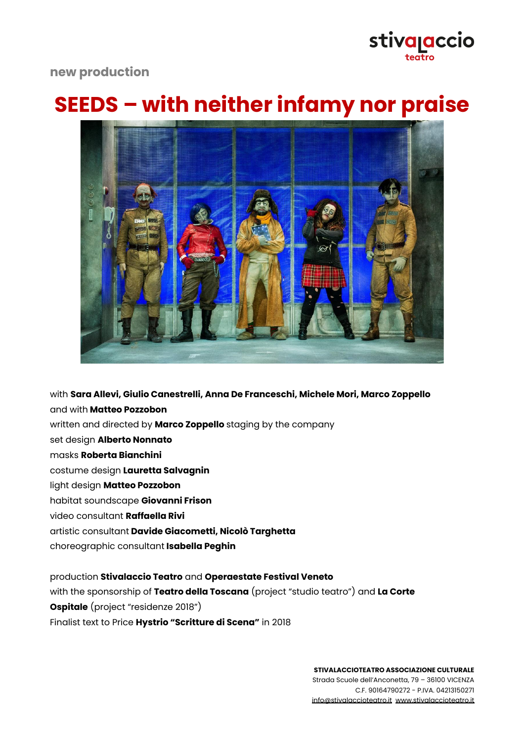stivalaccio teatro

new production

# SEEDS – with neither infamy nor praise

with **Sara Allevi, Giulio Canestrelli, Anna De Franceschi, Michele Mori, Marco Zoppello**
and with **Matteo Pozzobon**
written and directed by **Marco Zoppello** staging by the company
set design **Alberto Nonnato**
masks **Roberta Bianchini**
costume design **Lauretta Salvagnin**
light design **Matteo Pozzobon**
habitat soundscape **Giovanni Frison**
video consultant **Raffaella Rivi**
artistic consultant **Davide Giacometti, Nicolò Targhetta**
choreographic consultant **Isabella Peghin**

production **Stivalaccio Teatro** and **Operaestate Festival Veneto**
with the sponsorship of **Teatro della Toscana** (project "studio teatro") and **La Corte Ospitale** (project "residenze 2018")
Finalist text to Price **Hystrio "Scritture di Scena"** in 2018

**STIVALACCIOTEATRO ASSOCIAZIONE CULTURALE**
Strada Scuole dell'Anconetta, 79 – 36100 VICENZA
C.F. 90164790272 - P.IVA. 04213150271
info@stivalaccioteatro.it www.stivalaccioteatro.it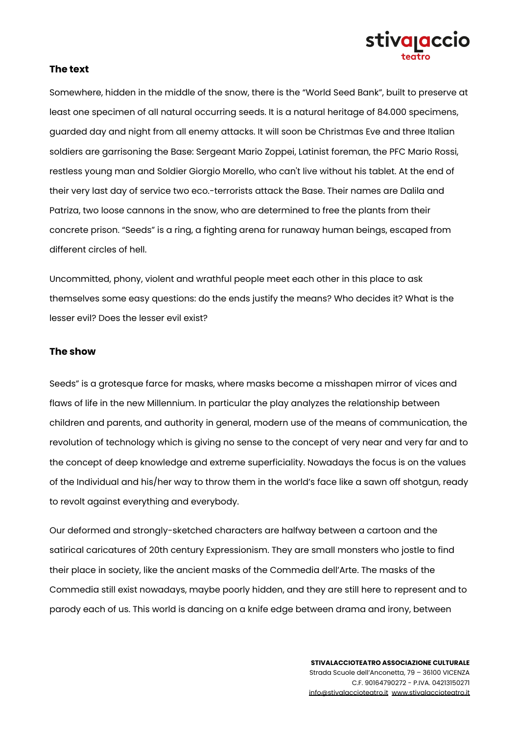### The text

Somewhere, hidden in the middle of the snow, there is the "World Seed Bank", built to preserve at least one specimen of all natural occurring seeds. It is a natural heritage of 84.000 specimens, guarded day and night from all enemy attacks. It will soon be Christmas Eve and three Italian soldiers are garrisoning the Base: Sergeant Mario Zoppei, Latinist foreman, the PFC Mario Rossi, restless young man and Soldier Giorgio Morello, who can't live without his tablet. At the end of their very last day of service two eco.-terrorists attack the Base. Their names are Dalila and Patriza, two loose cannons in the snow, who are determined to free the plants from their concrete prison. "Seeds" is a ring, a fighting arena for runaway human beings, escaped from different circles of hell.

Uncommitted, phony, violent and wrathful people meet each other in this place to ask themselves some easy questions: do the ends justify the means? Who decides it? What is the lesser evil? Does the lesser evil exist?

### The show

Seeds" is a grotesque farce for masks, where masks become a misshapen mirror of vices and flaws of life in the new Millennium. In particular the play analyzes the relationship between children and parents, and authority in general, modern use of the means of communication, the revolution of technology which is giving no sense to the concept of very near and very far and to the concept of deep knowledge and extreme superficiality. Nowadays the focus is on the values of the Individual and his/her way to throw them in the world's face like a sawn off shotgun, ready to revolt against everything and everybody.

Our deformed and strongly-sketched characters are halfway between a cartoon and the satirical caricatures of 20th century Expressionism. They are small monsters who jostle to find their place in society, like the ancient masks of the Commedia dell'Arte. The masks of the Commedia still exist nowadays, maybe poorly hidden, and they are still here to represent and to parody each of us. This world is dancing on a knife edge between drama and irony, between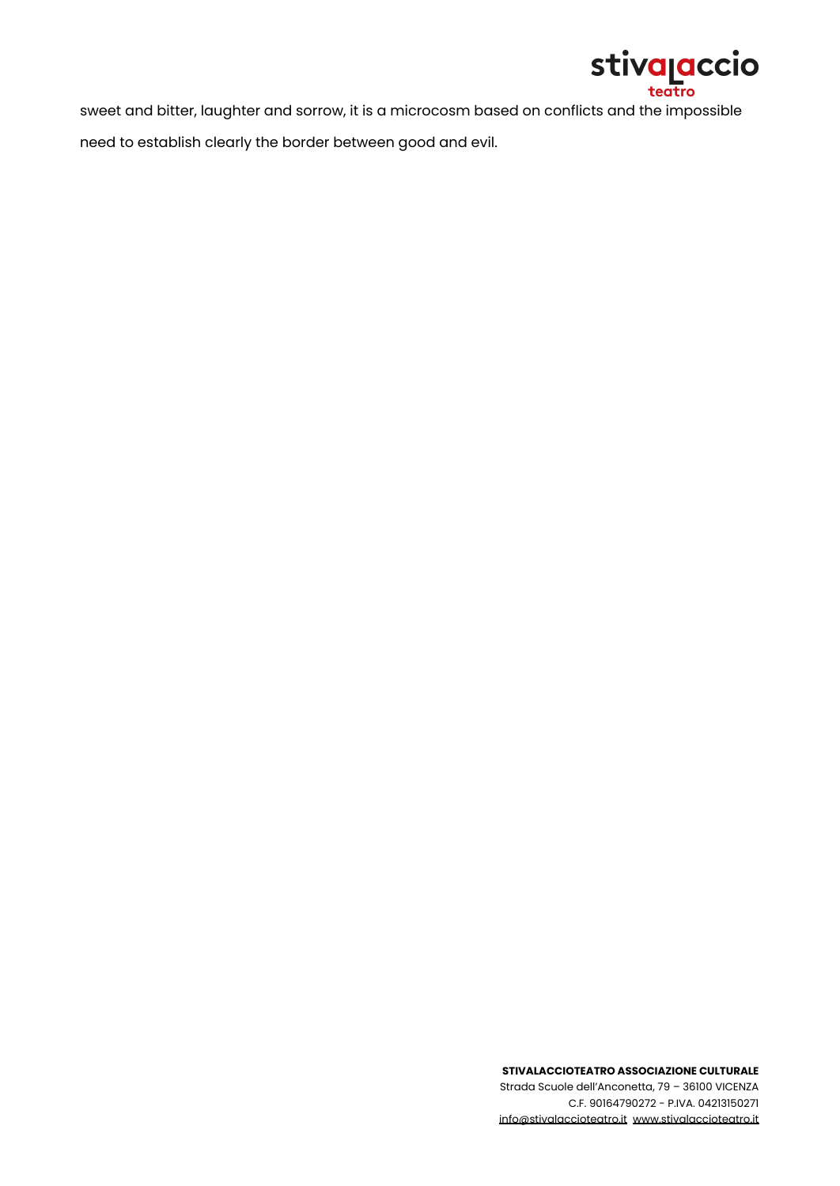sweet and bitter, laughter and sorrow, it is a microcosm based on conflicts and the impossible need to establish clearly the border between good and evil.